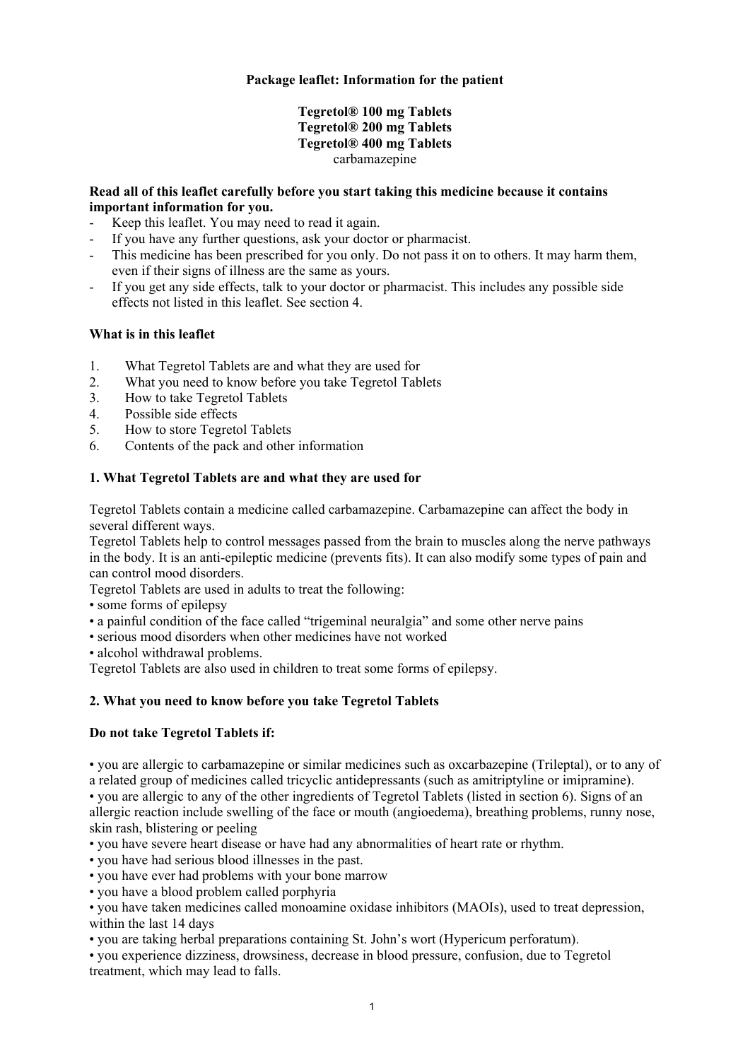**Package leaflet: Information for the patient**

**Tegretol® 100 mg Tablets**
**Tegretol® 200 mg Tablets**
**Tegretol® 400 mg Tablets**
carbamazepine

**Read all of this leaflet carefully before you start taking this medicine because it contains important information for you.**

- Keep this leaflet. You may need to read it again.
- If you have any further questions, ask your doctor or pharmacist.
- This medicine has been prescribed for you only. Do not pass it on to others. It may harm them, even if their signs of illness are the same as yours.
- If you get any side effects, talk to your doctor or pharmacist. This includes any possible side effects not listed in this leaflet. See section 4.

**What is in this leaflet**

1. What Tegretol Tablets are and what they are used for
2. What you need to know before you take Tegretol Tablets
3. How to take Tegretol Tablets
4. Possible side effects
5. How to store Tegretol Tablets
6. Contents of the pack and other information

## 1. What Tegretol Tablets are and what they are used for

Tegretol Tablets contain a medicine called carbamazepine. Carbamazepine can affect the body in several different ways.
Tegretol Tablets help to control messages passed from the brain to muscles along the nerve pathways in the body. It is an anti-epileptic medicine (prevents fits). It can also modify some types of pain and can control mood disorders.
Tegretol Tablets are used in adults to treat the following:
• some forms of epilepsy
• a painful condition of the face called "trigeminal neuralgia" and some other nerve pains
• serious mood disorders when other medicines have not worked
• alcohol withdrawal problems.
Tegretol Tablets are also used in children to treat some forms of epilepsy.

## 2. What you need to know before you take Tegretol Tablets

**Do not take Tegretol Tablets if:**

• you are allergic to carbamazepine or similar medicines such as oxcarbazepine (Trileptal), or to any of a related group of medicines called tricyclic antidepressants (such as amitriptyline or imipramine).
• you are allergic to any of the other ingredients of Tegretol Tablets (listed in section 6). Signs of an allergic reaction include swelling of the face or mouth (angioedema), breathing problems, runny nose, skin rash, blistering or peeling
• you have severe heart disease or have had any abnormalities of heart rate or rhythm.
• you have had serious blood illnesses in the past.
• you have ever had problems with your bone marrow
• you have a blood problem called porphyria
• you have taken medicines called monoamine oxidase inhibitors (MAOIs), used to treat depression, within the last 14 days
• you are taking herbal preparations containing St. John's wort (Hypericum perforatum).
• you experience dizziness, drowsiness, decrease in blood pressure, confusion, due to Tegretol treatment, which may lead to falls.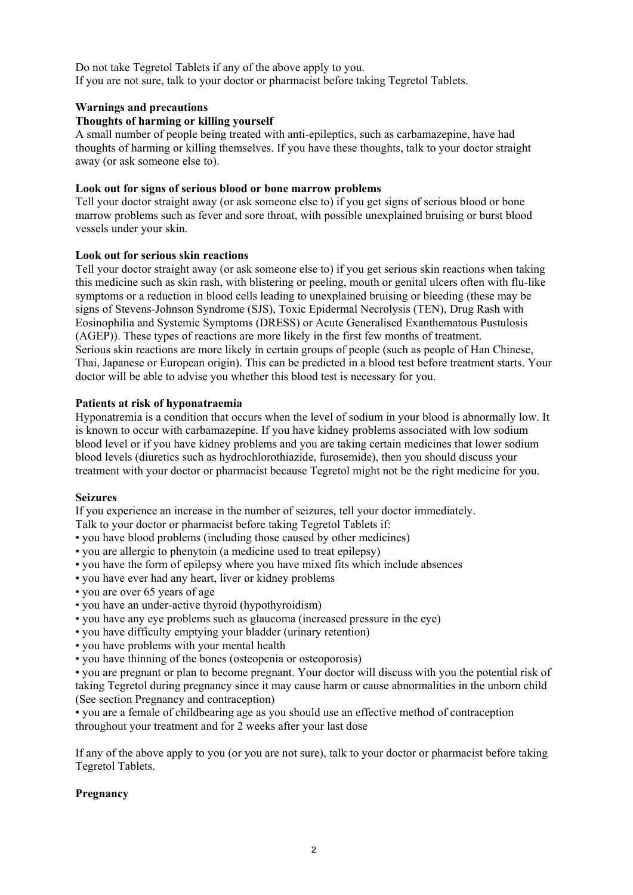Do not take Tegretol Tablets if any of the above apply to you.
If you are not sure, talk to your doctor or pharmacist before taking Tegretol Tablets.

**Warnings and precautions**

**Thoughts of harming or killing yourself**

A small number of people being treated with anti-epileptics, such as carbamazepine, have had thoughts of harming or killing themselves. If you have these thoughts, talk to your doctor straight away (or ask someone else to).

**Look out for signs of serious blood or bone marrow problems**

Tell your doctor straight away (or ask someone else to) if you get signs of serious blood or bone marrow problems such as fever and sore throat, with possible unexplained bruising or burst blood vessels under your skin.

**Look out for serious skin reactions**

Tell your doctor straight away (or ask someone else to) if you get serious skin reactions when taking this medicine such as skin rash, with blistering or peeling, mouth or genital ulcers often with flu-like symptoms or a reduction in blood cells leading to unexplained bruising or bleeding (these may be signs of Stevens-Johnson Syndrome (SJS), Toxic Epidermal Necrolysis (TEN), Drug Rash with Eosinophilia and Systemic Symptoms (DRESS) or Acute Generalised Exanthematous Pustulosis (AGEP)). These types of reactions are more likely in the first few months of treatment.
Serious skin reactions are more likely in certain groups of people (such as people of Han Chinese, Thai, Japanese or European origin). This can be predicted in a blood test before treatment starts. Your doctor will be able to advise you whether this blood test is necessary for you.

**Patients at risk of hyponatraemia**

Hyponatremia is a condition that occurs when the level of sodium in your blood is abnormally low. It is known to occur with carbamazepine. If you have kidney problems associated with low sodium blood level or if you have kidney problems and you are taking certain medicines that lower sodium blood levels (diuretics such as hydrochlorothiazide, furosemide), then you should discuss your treatment with your doctor or pharmacist because Tegretol might not be the right medicine for you.

**Seizures**

If you experience an increase in the number of seizures, tell your doctor immediately.
Talk to your doctor or pharmacist before taking Tegretol Tablets if:

- you have blood problems (including those caused by other medicines)
- you are allergic to phenytoin (a medicine used to treat epilepsy)
- you have the form of epilepsy where you have mixed fits which include absences
- you have ever had any heart, liver or kidney problems
- you are over 65 years of age
- you have an under-active thyroid (hypothyroidism)
- you have any eye problems such as glaucoma (increased pressure in the eye)
- you have difficulty emptying your bladder (urinary retention)
- you have problems with your mental health
- you have thinning of the bones (osteopenia or osteoporosis)
- you are pregnant or plan to become pregnant. Your doctor will discuss with you the potential risk of taking Tegretol during pregnancy since it may cause harm or cause abnormalities in the unborn child (See section Pregnancy and contraception)
- you are a female of childbearing age as you should use an effective method of contraception throughout your treatment and for 2 weeks after your last dose

If any of the above apply to you (or you are not sure), talk to your doctor or pharmacist before taking Tegretol Tablets.

**Pregnancy**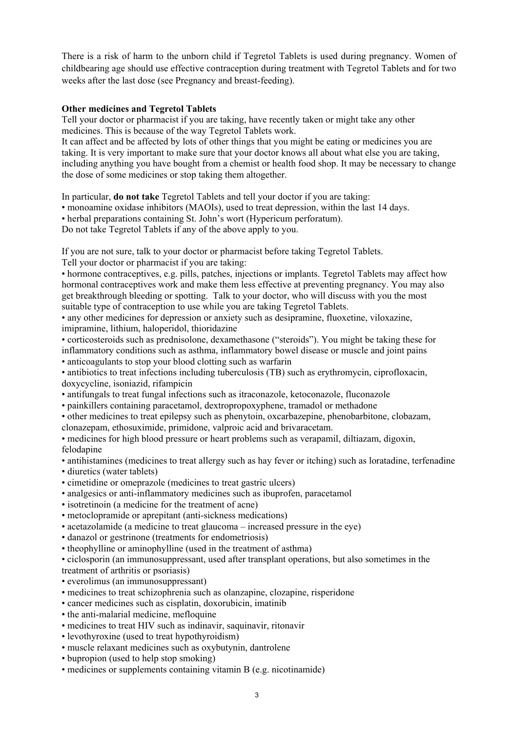There is a risk of harm to the unborn child if Tegretol Tablets is used during pregnancy. Women of childbearing age should use effective contraception during treatment with Tegretol Tablets and for two weeks after the last dose (see Pregnancy and breast-feeding).

**Other medicines and Tegretol Tablets**

Tell your doctor or pharmacist if you are taking, have recently taken or might take any other medicines. This is because of the way Tegretol Tablets work.

It can affect and be affected by lots of other things that you might be eating or medicines you are taking. It is very important to make sure that your doctor knows all about what else you are taking, including anything you have bought from a chemist or health food shop. It may be necessary to change the dose of some medicines or stop taking them altogether.

In particular, **do not take** Tegretol Tablets and tell your doctor if you are taking:

- monoamine oxidase inhibitors (MAOIs), used to treat depression, within the last 14 days.
- herbal preparations containing St. John's wort (Hypericum perforatum).

Do not take Tegretol Tablets if any of the above apply to you.

If you are not sure, talk to your doctor or pharmacist before taking Tegretol Tablets.

Tell your doctor or pharmacist if you are taking:

- hormone contraceptives, e.g. pills, patches, injections or implants. Tegretol Tablets may affect how hormonal contraceptives work and make them less effective at preventing pregnancy. You may also get breakthrough bleeding or spotting. Talk to your doctor, who will discuss with you the most suitable type of contraception to use while you are taking Tegretol Tablets.
- any other medicines for depression or anxiety such as desipramine, fluoxetine, viloxazine, imipramine, lithium, haloperidol, thioridazine
- corticosteroids such as prednisolone, dexamethasone ("steroids"). You might be taking these for inflammatory conditions such as asthma, inflammatory bowel disease or muscle and joint pains
- anticoagulants to stop your blood clotting such as warfarin
- antibiotics to treat infections including tuberculosis (TB) such as erythromycin, ciprofloxacin, doxycycline, isoniazid, rifampicin
- antifungals to treat fungal infections such as itraconazole, ketoconazole, fluconazole
- painkillers containing paracetamol, dextropropoxyphene, tramadol or methadone
- other medicines to treat epilepsy such as phenytoin, oxcarbazepine, phenobarbitone, clobazam, clonazepam, ethosuximide, primidone, valproic acid and brivaracetam.
- medicines for high blood pressure or heart problems such as verapamil, diltiazam, digoxin, felodapine
- antihistamines (medicines to treat allergy such as hay fever or itching) such as loratadine, terfenadine
- diuretics (water tablets)
- cimetidine or omeprazole (medicines to treat gastric ulcers)
- analgesics or anti-inflammatory medicines such as ibuprofen, paracetamol
- isotretinoin (a medicine for the treatment of acne)
- metoclopramide or aprepitant (anti-sickness medications)
- acetazolamide (a medicine to treat glaucoma – increased pressure in the eye)
- danazol or gestrinone (treatments for endometriosis)
- theophylline or aminophylline (used in the treatment of asthma)
- ciclosporin (an immunosuppressant, used after transplant operations, but also sometimes in the treatment of arthritis or psoriasis)
- everolimus (an immunosuppressant)
- medicines to treat schizophrenia such as olanzapine, clozapine, risperidone
- cancer medicines such as cisplatin, doxorubicin, imatinib
- the anti-malarial medicine, mefloquine
- medicines to treat HIV such as indinavir, saquinavir, ritonavir
- levothyroxine (used to treat hypothyroidism)
- muscle relaxant medicines such as oxybutynin, dantrolene
- bupropion (used to help stop smoking)
- medicines or supplements containing vitamin B (e.g. nicotinamide)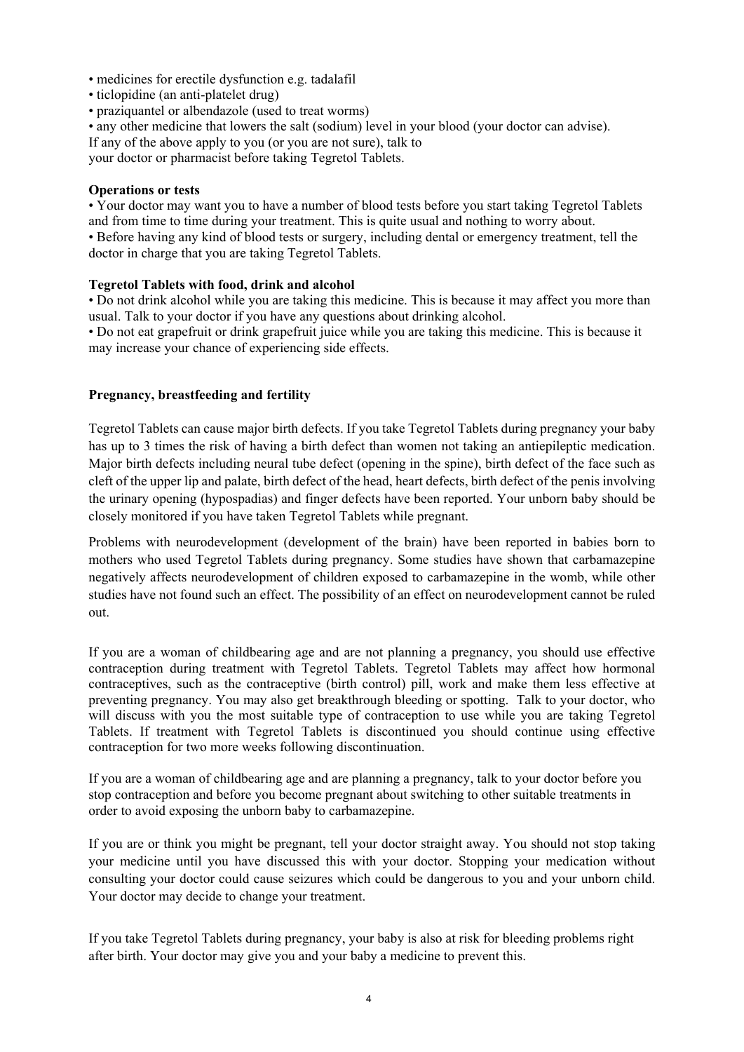- medicines for erectile dysfunction e.g. tadalafil
- ticlopidine (an anti-platelet drug)
- praziquantel or albendazole (used to treat worms)
- any other medicine that lowers the salt (sodium) level in your blood (your doctor can advise).

If any of the above apply to you (or you are not sure), talk to
your doctor or pharmacist before taking Tegretol Tablets.

**Operations or tests**

- Your doctor may want you to have a number of blood tests before you start taking Tegretol Tablets and from time to time during your treatment. This is quite usual and nothing to worry about.
- Before having any kind of blood tests or surgery, including dental or emergency treatment, tell the doctor in charge that you are taking Tegretol Tablets.

**Tegretol Tablets with food, drink and alcohol**

- Do not drink alcohol while you are taking this medicine. This is because it may affect you more than usual. Talk to your doctor if you have any questions about drinking alcohol.
- Do not eat grapefruit or drink grapefruit juice while you are taking this medicine. This is because it may increase your chance of experiencing side effects.

**Pregnancy, breastfeeding and fertility**

Tegretol Tablets can cause major birth defects. If you take Tegretol Tablets during pregnancy your baby has up to 3 times the risk of having a birth defect than women not taking an antiepileptic medication. Major birth defects including neural tube defect (opening in the spine), birth defect of the face such as cleft of the upper lip and palate, birth defect of the head, heart defects, birth defect of the penis involving the urinary opening (hypospadias) and finger defects have been reported. Your unborn baby should be closely monitored if you have taken Tegretol Tablets while pregnant.

Problems with neurodevelopment (development of the brain) have been reported in babies born to mothers who used Tegretol Tablets during pregnancy. Some studies have shown that carbamazepine negatively affects neurodevelopment of children exposed to carbamazepine in the womb, while other studies have not found such an effect. The possibility of an effect on neurodevelopment cannot be ruled out.

If you are a woman of childbearing age and are not planning a pregnancy, you should use effective contraception during treatment with Tegretol Tablets. Tegretol Tablets may affect how hormonal contraceptives, such as the contraceptive (birth control) pill, work and make them less effective at preventing pregnancy. You may also get breakthrough bleeding or spotting. Talk to your doctor, who will discuss with you the most suitable type of contraception to use while you are taking Tegretol Tablets. If treatment with Tegretol Tablets is discontinued you should continue using effective contraception for two more weeks following discontinuation.

If you are a woman of childbearing age and are planning a pregnancy, talk to your doctor before you stop contraception and before you become pregnant about switching to other suitable treatments in order to avoid exposing the unborn baby to carbamazepine.

If you are or think you might be pregnant, tell your doctor straight away. You should not stop taking your medicine until you have discussed this with your doctor. Stopping your medication without consulting your doctor could cause seizures which could be dangerous to you and your unborn child. Your doctor may decide to change your treatment.

If you take Tegretol Tablets during pregnancy, your baby is also at risk for bleeding problems right after birth. Your doctor may give you and your baby a medicine to prevent this.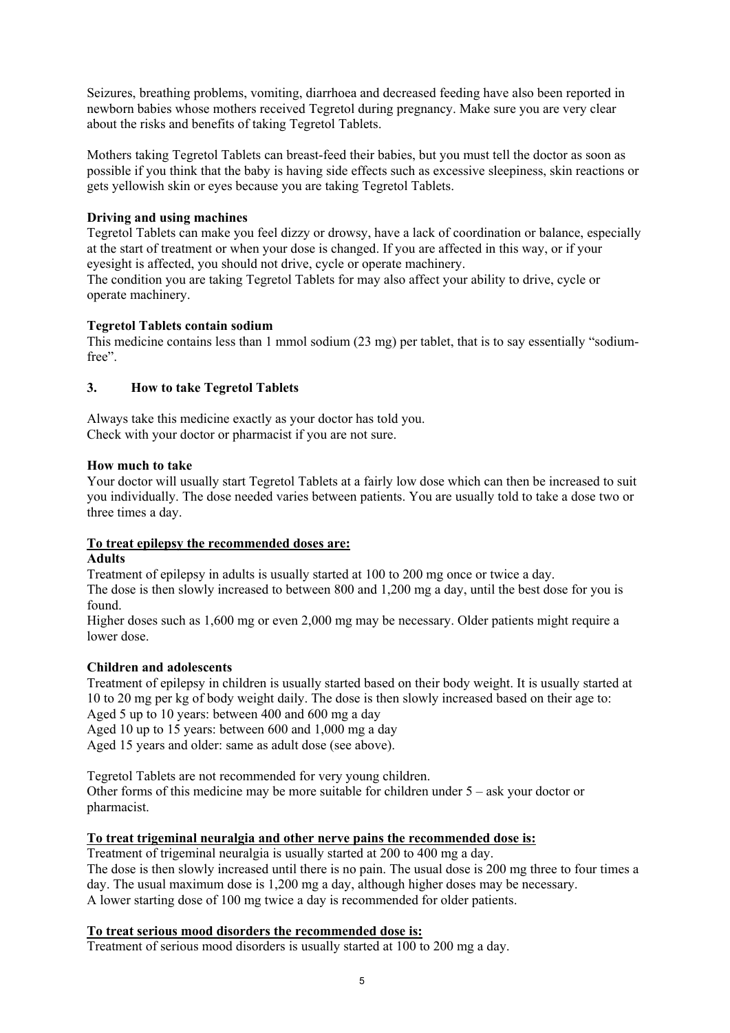Seizures, breathing problems, vomiting, diarrhoea and decreased feeding have also been reported in newborn babies whose mothers received Tegretol during pregnancy. Make sure you are very clear about the risks and benefits of taking Tegretol Tablets.

Mothers taking Tegretol Tablets can breast-feed their babies, but you must tell the doctor as soon as possible if you think that the baby is having side effects such as excessive sleepiness, skin reactions or gets yellowish skin or eyes because you are taking Tegretol Tablets.

**Driving and using machines**
Tegretol Tablets can make you feel dizzy or drowsy, have a lack of coordination or balance, especially at the start of treatment or when your dose is changed. If you are affected in this way, or if your eyesight is affected, you should not drive, cycle or operate machinery.
The condition you are taking Tegretol Tablets for may also affect your ability to drive, cycle or operate machinery.

**Tegretol Tablets contain sodium**
This medicine contains less than 1 mmol sodium (23 mg) per tablet, that is to say essentially "sodium-free".

## 3. How to take Tegretol Tablets

Always take this medicine exactly as your doctor has told you.
Check with your doctor or pharmacist if you are not sure.

**How much to take**
Your doctor will usually start Tegretol Tablets at a fairly low dose which can then be increased to suit you individually. The dose needed varies between patients. You are usually told to take a dose two or three times a day.

**To treat epilepsy the recommended doses are:**

**Adults**
Treatment of epilepsy in adults is usually started at 100 to 200 mg once or twice a day.
The dose is then slowly increased to between 800 and 1,200 mg a day, until the best dose for you is found.
Higher doses such as 1,600 mg or even 2,000 mg may be necessary. Older patients might require a lower dose.

**Children and adolescents**
Treatment of epilepsy in children is usually started based on their body weight. It is usually started at 10 to 20 mg per kg of body weight daily. The dose is then slowly increased based on their age to:
Aged 5 up to 10 years: between 400 and 600 mg a day
Aged 10 up to 15 years: between 600 and 1,000 mg a day
Aged 15 years and older: same as adult dose (see above).

Tegretol Tablets are not recommended for very young children.
Other forms of this medicine may be more suitable for children under 5 – ask your doctor or pharmacist.

**To treat trigeminal neuralgia and other nerve pains the recommended dose is:**
Treatment of trigeminal neuralgia is usually started at 200 to 400 mg a day.
The dose is then slowly increased until there is no pain. The usual dose is 200 mg three to four times a day. The usual maximum dose is 1,200 mg a day, although higher doses may be necessary.
A lower starting dose of 100 mg twice a day is recommended for older patients.

**To treat serious mood disorders the recommended dose is:**
Treatment of serious mood disorders is usually started at 100 to 200 mg a day.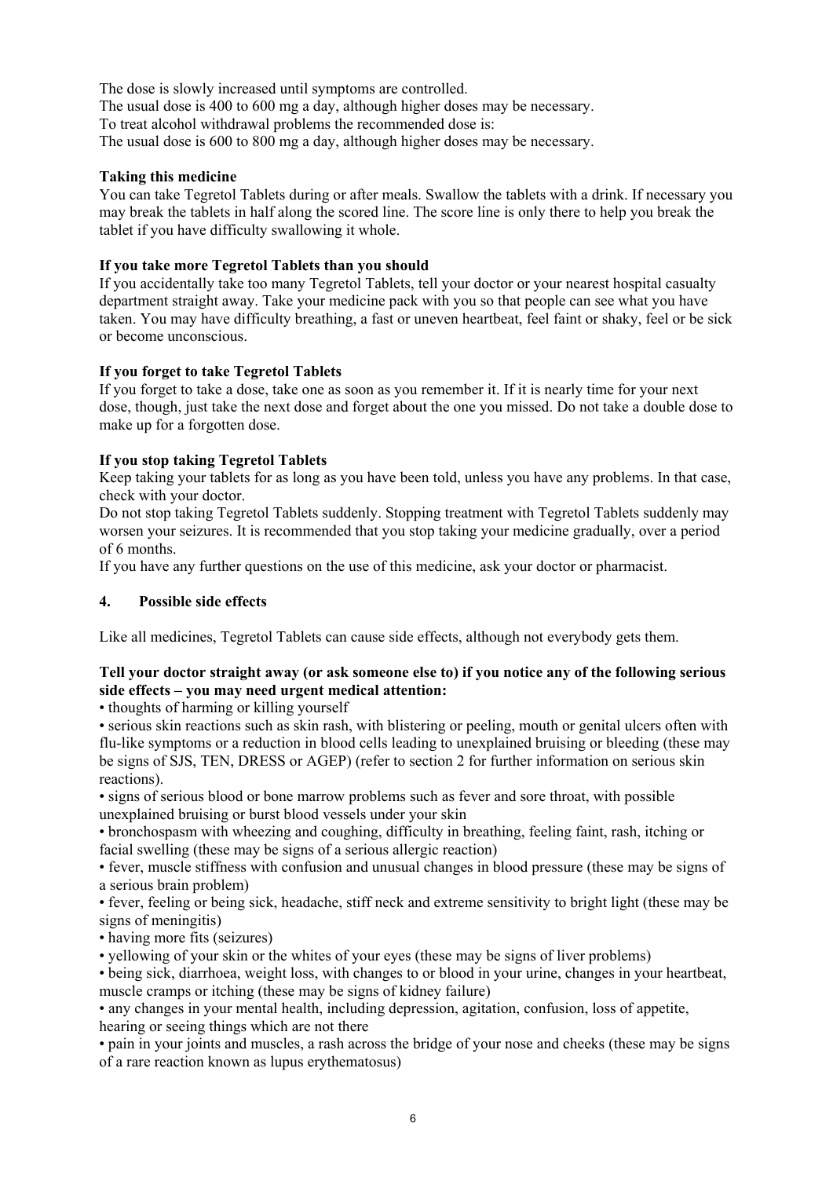The dose is slowly increased until symptoms are controlled.
The usual dose is 400 to 600 mg a day, although higher doses may be necessary.
To treat alcohol withdrawal problems the recommended dose is:
The usual dose is 600 to 800 mg a day, although higher doses may be necessary.

**Taking this medicine**

You can take Tegretol Tablets during or after meals. Swallow the tablets with a drink. If necessary you may break the tablets in half along the scored line. The score line is only there to help you break the tablet if you have difficulty swallowing it whole.

**If you take more Tegretol Tablets than you should**

If you accidentally take too many Tegretol Tablets, tell your doctor or your nearest hospital casualty department straight away. Take your medicine pack with you so that people can see what you have taken. You may have difficulty breathing, a fast or uneven heartbeat, feel faint or shaky, feel or be sick or become unconscious.

**If you forget to take Tegretol Tablets**

If you forget to take a dose, take one as soon as you remember it. If it is nearly time for your next dose, though, just take the next dose and forget about the one you missed. Do not take a double dose to make up for a forgotten dose.

**If you stop taking Tegretol Tablets**

Keep taking your tablets for as long as you have been told, unless you have any problems. In that case, check with your doctor.
Do not stop taking Tegretol Tablets suddenly. Stopping treatment with Tegretol Tablets suddenly may worsen your seizures. It is recommended that you stop taking your medicine gradually, over a period of 6 months.
If you have any further questions on the use of this medicine, ask your doctor or pharmacist.

## 4. Possible side effects

Like all medicines, Tegretol Tablets can cause side effects, although not everybody gets them.

**Tell your doctor straight away (or ask someone else to) if you notice any of the following serious side effects – you may need urgent medical attention:**

- thoughts of harming or killing yourself
- serious skin reactions such as skin rash, with blistering or peeling, mouth or genital ulcers often with flu-like symptoms or a reduction in blood cells leading to unexplained bruising or bleeding (these may be signs of SJS, TEN, DRESS or AGEP) (refer to section 2 for further information on serious skin reactions).
- signs of serious blood or bone marrow problems such as fever and sore throat, with possible unexplained bruising or burst blood vessels under your skin
- bronchospasm with wheezing and coughing, difficulty in breathing, feeling faint, rash, itching or facial swelling (these may be signs of a serious allergic reaction)
- fever, muscle stiffness with confusion and unusual changes in blood pressure (these may be signs of a serious brain problem)
- fever, feeling or being sick, headache, stiff neck and extreme sensitivity to bright light (these may be signs of meningitis)
- having more fits (seizures)
- yellowing of your skin or the whites of your eyes (these may be signs of liver problems)
- being sick, diarrhoea, weight loss, with changes to or blood in your urine, changes in your heartbeat, muscle cramps or itching (these may be signs of kidney failure)
- any changes in your mental health, including depression, agitation, confusion, loss of appetite, hearing or seeing things which are not there
- pain in your joints and muscles, a rash across the bridge of your nose and cheeks (these may be signs of a rare reaction known as lupus erythematosus)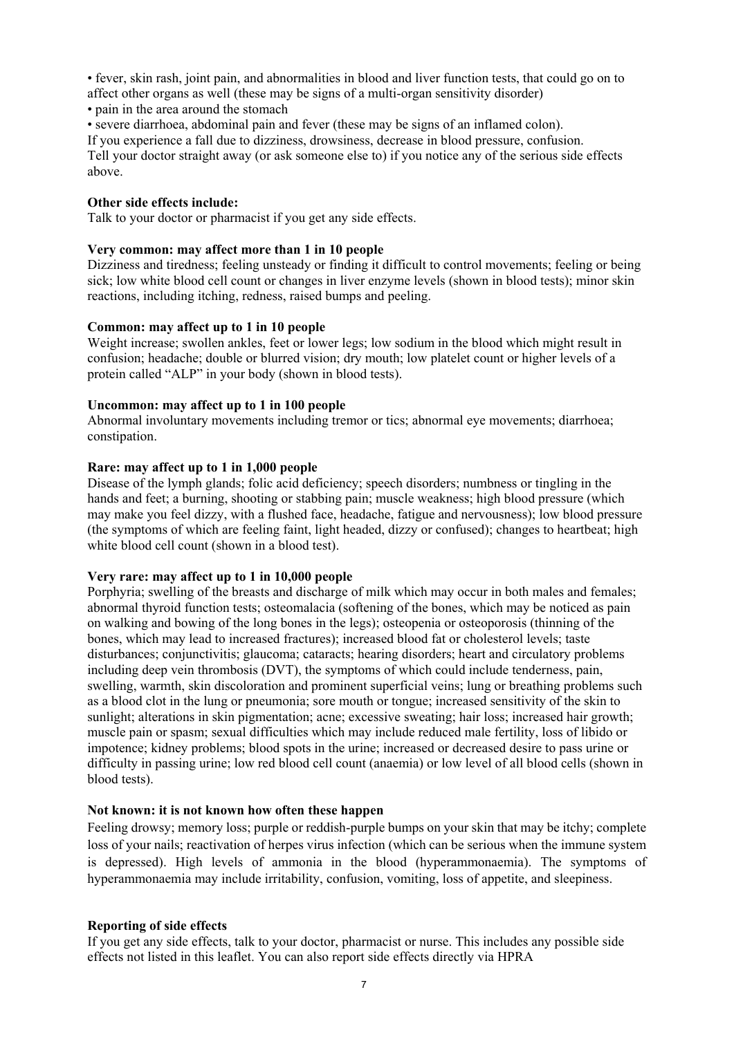- fever, skin rash, joint pain, and abnormalities in blood and liver function tests, that could go on to affect other organs as well (these may be signs of a multi-organ sensitivity disorder)
- pain in the area around the stomach
- severe diarrhoea, abdominal pain and fever (these may be signs of an inflamed colon).

If you experience a fall due to dizziness, drowsiness, decrease in blood pressure, confusion.
Tell your doctor straight away (or ask someone else to) if you notice any of the serious side effects above.

**Other side effects include:**
Talk to your doctor or pharmacist if you get any side effects.

**Very common: may affect more than 1 in 10 people**
Dizziness and tiredness; feeling unsteady or finding it difficult to control movements; feeling or being sick; low white blood cell count or changes in liver enzyme levels (shown in blood tests); minor skin reactions, including itching, redness, raised bumps and peeling.

**Common: may affect up to 1 in 10 people**
Weight increase; swollen ankles, feet or lower legs; low sodium in the blood which might result in confusion; headache; double or blurred vision; dry mouth; low platelet count or higher levels of a protein called "ALP" in your body (shown in blood tests).

**Uncommon: may affect up to 1 in 100 people**
Abnormal involuntary movements including tremor or tics; abnormal eye movements; diarrhoea; constipation.

**Rare: may affect up to 1 in 1,000 people**
Disease of the lymph glands; folic acid deficiency; speech disorders; numbness or tingling in the hands and feet; a burning, shooting or stabbing pain; muscle weakness; high blood pressure (which may make you feel dizzy, with a flushed face, headache, fatigue and nervousness); low blood pressure (the symptoms of which are feeling faint, light headed, dizzy or confused); changes to heartbeat; high white blood cell count (shown in a blood test).

**Very rare: may affect up to 1 in 10,000 people**
Porphyria; swelling of the breasts and discharge of milk which may occur in both males and females; abnormal thyroid function tests; osteomalacia (softening of the bones, which may be noticed as pain on walking and bowing of the long bones in the legs); osteopenia or osteoporosis (thinning of the bones, which may lead to increased fractures); increased blood fat or cholesterol levels; taste disturbances; conjunctivitis; glaucoma; cataracts; hearing disorders; heart and circulatory problems including deep vein thrombosis (DVT), the symptoms of which could include tenderness, pain, swelling, warmth, skin discoloration and prominent superficial veins; lung or breathing problems such as a blood clot in the lung or pneumonia; sore mouth or tongue; increased sensitivity of the skin to sunlight; alterations in skin pigmentation; acne; excessive sweating; hair loss; increased hair growth; muscle pain or spasm; sexual difficulties which may include reduced male fertility, loss of libido or impotence; kidney problems; blood spots in the urine; increased or decreased desire to pass urine or difficulty in passing urine; low red blood cell count (anaemia) or low level of all blood cells (shown in blood tests).

**Not known: it is not known how often these happen**
Feeling drowsy; memory loss; purple or reddish-purple bumps on your skin that may be itchy; complete loss of your nails; reactivation of herpes virus infection (which can be serious when the immune system is depressed). High levels of ammonia in the blood (hyperammonaemia). The symptoms of hyperammonaemia may include irritability, confusion, vomiting, loss of appetite, and sleepiness.

**Reporting of side effects**
If you get any side effects, talk to your doctor, pharmacist or nurse. This includes any possible side effects not listed in this leaflet. You can also report side effects directly via HPRA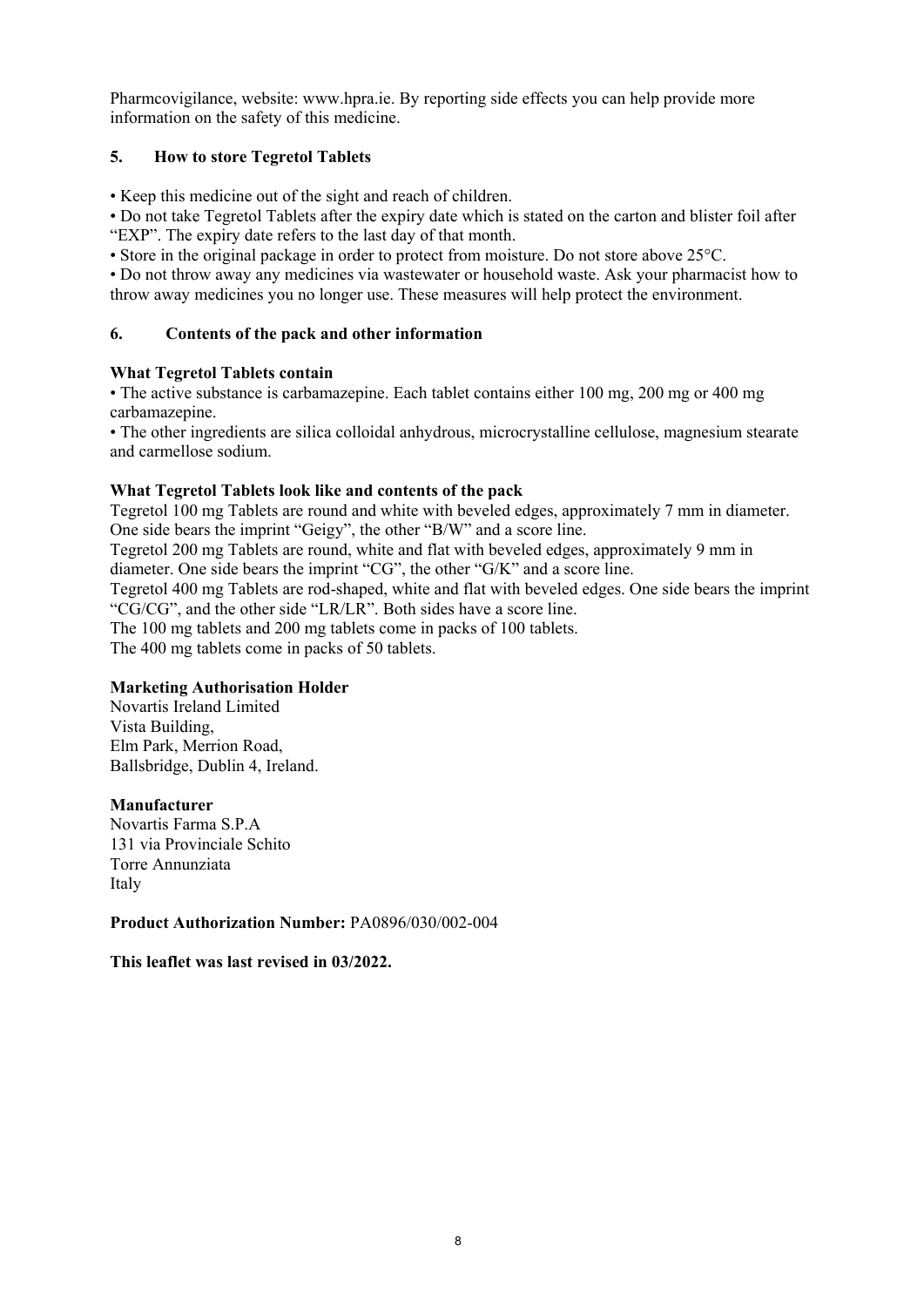Pharmcovigilance, website: www.hpra.ie. By reporting side effects you can help provide more information on the safety of this medicine.

## 5. How to store Tegretol Tablets

- Keep this medicine out of the sight and reach of children.
- Do not take Tegretol Tablets after the expiry date which is stated on the carton and blister foil after "EXP". The expiry date refers to the last day of that month.
- Store in the original package in order to protect from moisture. Do not store above 25°C.
- Do not throw away any medicines via wastewater or household waste. Ask your pharmacist how to throw away medicines you no longer use. These measures will help protect the environment.

## 6. Contents of the pack and other information

**What Tegretol Tablets contain**

- The active substance is carbamazepine. Each tablet contains either 100 mg, 200 mg or 400 mg carbamazepine.
- The other ingredients are silica colloidal anhydrous, microcrystalline cellulose, magnesium stearate and carmellose sodium.

**What Tegretol Tablets look like and contents of the pack**

Tegretol 100 mg Tablets are round and white with beveled edges, approximately 7 mm in diameter. One side bears the imprint "Geigy", the other "B/W" and a score line.
Tegretol 200 mg Tablets are round, white and flat with beveled edges, approximately 9 mm in diameter. One side bears the imprint "CG", the other "G/K" and a score line.
Tegretol 400 mg Tablets are rod-shaped, white and flat with beveled edges. One side bears the imprint "CG/CG", and the other side "LR/LR". Both sides have a score line.
The 100 mg tablets and 200 mg tablets come in packs of 100 tablets.
The 400 mg tablets come in packs of 50 tablets.

**Marketing Authorisation Holder**
Novartis Ireland Limited
Vista Building,
Elm Park, Merrion Road,
Ballsbridge, Dublin 4, Ireland.

**Manufacturer**
Novartis Farma S.P.A
131 via Provinciale Schito
Torre Annunziata
Italy

**Product Authorization Number:** PA0896/030/002-004

**This leaflet was last revised in 03/2022.**